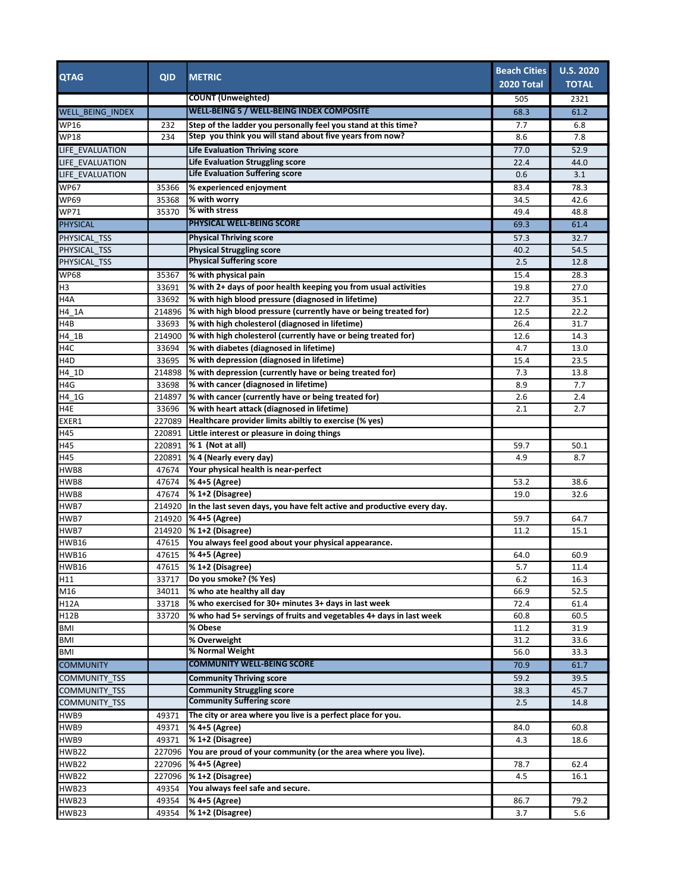| QTAG | QID | METRIC | Beach Cities 2020 Total | U.S. 2020 TOTAL |
|---|---|---|---|---|
| | | COUNT (Unweighted) | 505 | 2321 |
| WELL_BEING_INDEX | | **WELL-BEING 5 / WELL-BEING INDEX COMPOSITE** | 68.3 | 61.2 |
| WP16 | 232 | Step of the ladder you personally feel you stand at this time? | 7.7 | 6.8 |
| WP18 | 234 | Step you think you will stand about five years from now? | 8.6 | 7.8 |
| LIFE_EVALUATION | | Life Evaluation Thriving score | 77.0 | 52.9 |
| LIFE_EVALUATION | | Life Evaluation Struggling score | 22.4 | 44.0 |
| LIFE_EVALUATION | | Life Evaluation Suffering score | 0.6 | 3.1 |
| WP67 | 35366 | % experienced enjoyment | 83.4 | 78.3 |
| WP69 | 35368 | % with worry | 34.5 | 42.6 |
| WP71 | 35370 | % with stress | 49.4 | 48.8 |
| PHYSICAL | | **PHYSICAL WELL-BEING SCORE** | 69.3 | 61.4 |
| PHYSICAL_TSS | | Physical Thriving score | 57.3 | 32.7 |
| PHYSICAL_TSS | | Physical Struggling score | 40.2 | 54.5 |
| PHYSICAL_TSS | | Physical Suffering score | 2.5 | 12.8 |
| WP68 | 35367 | % with physical pain | 15.4 | 28.3 |
| H3 | 33691 | % with 2+ days of poor health keeping you from usual activities | 19.8 | 27.0 |
| H4A | 33692 | % with high blood pressure (diagnosed in lifetime) | 22.7 | 35.1 |
| H4_1A | 214896 | % with high blood pressure (currently have or being treated for) | 12.5 | 22.2 |
| H4B | 33693 | % with high cholesterol (diagnosed in lifetime) | 26.4 | 31.7 |
| H4_1B | 214900 | % with high cholesterol (currently have or being treated for) | 12.6 | 14.3 |
| H4C | 33694 | % with diabetes (diagnosed in lifetime) | 4.7 | 13.0 |
| H4D | 33695 | % with depression (diagnosed in lifetime) | 15.4 | 23.5 |
| H4_1D | 214898 | % with depression (currently have or being treated for) | 7.3 | 13.8 |
| H4G | 33698 | % with cancer (diagnosed in lifetime) | 8.9 | 7.7 |
| H4_1G | 214897 | % with cancer (currently have or being treated for) | 2.6 | 2.4 |
| H4E | 33696 | % with heart attack (diagnosed in lifetime) | 2.1 | 2.7 |
| EXER1 | 227089 | Healthcare provider limits abiltiy to exercise (% yes) | | |
| H45 | 220891 | Little interest or pleasure in doing things | | |
| H45 | 220891 | % 1 (Not at all) | 59.7 | 50.1 |
| H45 | 220891 | % 4 (Nearly every day) | 4.9 | 8.7 |
| HWB8 | 47674 | Your physical health is near-perfect | | |
| HWB8 | 47674 | % 4+5 (Agree) | 53.2 | 38.6 |
| HWB8 | 47674 | % 1+2 (Disagree) | 19.0 | 32.6 |
| HWB7 | 214920 | In the last seven days, you have felt active and productive every day. | | |
| HWB7 | 214920 | % 4+5 (Agree) | 59.7 | 64.7 |
| HWB7 | 214920 | % 1+2 (Disagree) | 11.2 | 15.1 |
| HWB16 | 47615 | You always feel good about your physical appearance. | | |
| HWB16 | 47615 | % 4+5 (Agree) | 64.0 | 60.9 |
| HWB16 | 47615 | % 1+2 (Disagree) | 5.7 | 11.4 |
| H11 | 33717 | Do you smoke? (% Yes) | 6.2 | 16.3 |
| M16 | 34011 | % who ate healthy all day | 66.9 | 52.5 |
| H12A | 33718 | % who exercised for 30+ minutes 3+ days in last week | 72.4 | 61.4 |
| H12B | 33720 | % who had 5+ servings of fruits and vegetables 4+ days in last week | 60.8 | 60.5 |
| BMI | | % Obese | 11.2 | 31.9 |
| BMI | | % Overweight | 31.2 | 33.6 |
| BMI | | % Normal Weight | 56.0 | 33.3 |
| COMMUNITY | | **COMMUNITY WELL-BEING SCORE** | 70.9 | 61.7 |
| COMMUNITY_TSS | | Community Thriving score | 59.2 | 39.5 |
| COMMUNITY_TSS | | Community Struggling score | 38.3 | 45.7 |
| COMMUNITY_TSS | | Community Suffering score | 2.5 | 14.8 |
| HWB9 | 49371 | The city or area where you live is a perfect place for you. | | |
| HWB9 | 49371 | % 4+5 (Agree) | 84.0 | 60.8 |
| HWB9 | 49371 | % 1+2 (Disagree) | 4.3 | 18.6 |
| HWB22 | 227096 | You are proud of your community (or the area where you live). | | |
| HWB22 | 227096 | % 4+5 (Agree) | 78.7 | 62.4 |
| HWB22 | 227096 | % 1+2 (Disagree) | 4.5 | 16.1 |
| HWB23 | 49354 | You always feel safe and secure. | | |
| HWB23 | 49354 | % 4+5 (Agree) | 86.7 | 79.2 |
| HWB23 | 49354 | % 1+2 (Disagree) | 3.7 | 5.6 |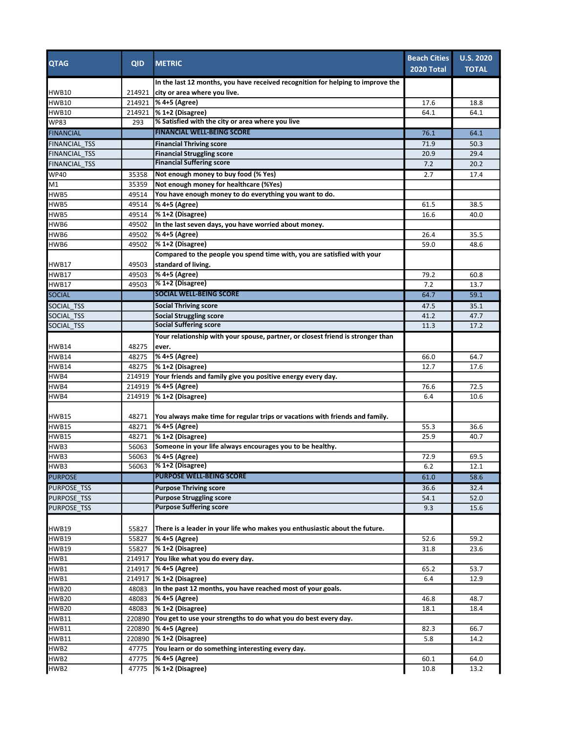| QTAG | QID | METRIC | Beach Cities 2020 Total | U.S. 2020 TOTAL |
|---|---|---|---|---|
| HWB10 | 214921 | **In the last 12 months, you have received recognition for helping to improve the city or area where you live.** | | |
| HWB10 | 214921 | **% 4+5 (Agree)** | 17.6 | 18.8 |
| HWB10 | 214921 | **% 1+2 (Disagree)** | 64.1 | 64.1 |
| WP83 | 293 | **% Satisfied with the city or area where you live** | | |
| FINANCIAL | | **FINANCIAL WELL-BEING SCORE** | 76.1 | 64.1 |
| FINANCIAL_TSS | | **Financial Thriving score** | 71.9 | 50.3 |
| FINANCIAL_TSS | | **Financial Struggling score** | 20.9 | 29.4 |
| FINANCIAL_TSS | | **Financial Suffering score** | 7.2 | 20.2 |
| WP40 | 35358 | **Not enough money to buy food (% Yes)** | 2.7 | 17.4 |
| M1 | 35359 | **Not enough money for healthcare (%Yes)** | | |
| HWB5 | 49514 | **You have enough money to do everything you want to do.** | | |
| HWB5 | 49514 | **% 4+5 (Agree)** | 61.5 | 38.5 |
| HWB5 | 49514 | **% 1+2 (Disagree)** | 16.6 | 40.0 |
| HWB6 | 49502 | **In the last seven days, you have worried about money.** | | |
| HWB6 | 49502 | **% 4+5 (Agree)** | 26.4 | 35.5 |
| HWB6 | 49502 | **% 1+2 (Disagree)** | 59.0 | 48.6 |
| HWB17 | 49503 | **Compared to the people you spend time with, you are satisfied with your standard of living.** | | |
| HWB17 | 49503 | **% 4+5 (Agree)** | 79.2 | 60.8 |
| HWB17 | 49503 | **% 1+2 (Disagree)** | 7.2 | 13.7 |
| SOCIAL | | **SOCIAL WELL-BEING SCORE** | 64.7 | 59.1 |
| SOCIAL_TSS | | **Social Thriving score** | 47.5 | 35.1 |
| SOCIAL_TSS | | **Social Struggling score** | 41.2 | 47.7 |
| SOCIAL_TSS | | **Social Suffering score** | 11.3 | 17.2 |
| HWB14 | 48275 | **Your relationship with your spouse, partner, or closest friend is stronger than ever.** | | |
| HWB14 | 48275 | **% 4+5 (Agree)** | 66.0 | 64.7 |
| HWB14 | 48275 | **% 1+2 (Disagree)** | 12.7 | 17.6 |
| HWB4 | 214919 | **Your friends and family give you positive energy every day.** | | |
| HWB4 | 214919 | **% 4+5 (Agree)** | 76.6 | 72.5 |
| HWB4 | 214919 | **% 1+2 (Disagree)** | 6.4 | 10.6 |
| HWB15 | 48271 | **You always make time for regular trips or vacations with friends and family.** | | |
| HWB15 | 48271 | **% 4+5 (Agree)** | 55.3 | 36.6 |
| HWB15 | 48271 | **% 1+2 (Disagree)** | 25.9 | 40.7 |
| HWB3 | 56063 | **Someone in your life always encourages you to be healthy.** | | |
| HWB3 | 56063 | **% 4+5 (Agree)** | 72.9 | 69.5 |
| HWB3 | 56063 | **% 1+2 (Disagree)** | 6.2 | 12.1 |
| PURPOSE | | **PURPOSE WELL-BEING SCORE** | 61.0 | 58.6 |
| PURPOSE_TSS | | **Purpose Thriving score** | 36.6 | 32.4 |
| PURPOSE_TSS | | **Purpose Struggling score** | 54.1 | 52.0 |
| PURPOSE_TSS | | **Purpose Suffering score** | 9.3 | 15.6 |
| HWB19 | 55827 | **There is a leader in your life who makes you enthusiastic about the future.** | | |
| HWB19 | 55827 | **% 4+5 (Agree)** | 52.6 | 59.2 |
| HWB19 | 55827 | **% 1+2 (Disagree)** | 31.8 | 23.6 |
| HWB1 | 214917 | **You like what you do every day.** | | |
| HWB1 | 214917 | **% 4+5 (Agree)** | 65.2 | 53.7 |
| HWB1 | 214917 | **% 1+2 (Disagree)** | 6.4 | 12.9 |
| HWB20 | 48083 | **In the past 12 months, you have reached most of your goals.** | | |
| HWB20 | 48083 | **% 4+5 (Agree)** | 46.8 | 48.7 |
| HWB20 | 48083 | **% 1+2 (Disagree)** | 18.1 | 18.4 |
| HWB11 | 220890 | **You get to use your strengths to do what you do best every day.** | | |
| HWB11 | 220890 | **% 4+5 (Agree)** | 82.3 | 66.7 |
| HWB11 | 220890 | **% 1+2 (Disagree)** | 5.8 | 14.2 |
| HWB2 | 47775 | **You learn or do something interesting every day.** | | |
| HWB2 | 47775 | **% 4+5 (Agree)** | 60.1 | 64.0 |
| HWB2 | 47775 | **% 1+2 (Disagree)** | 10.8 | 13.2 |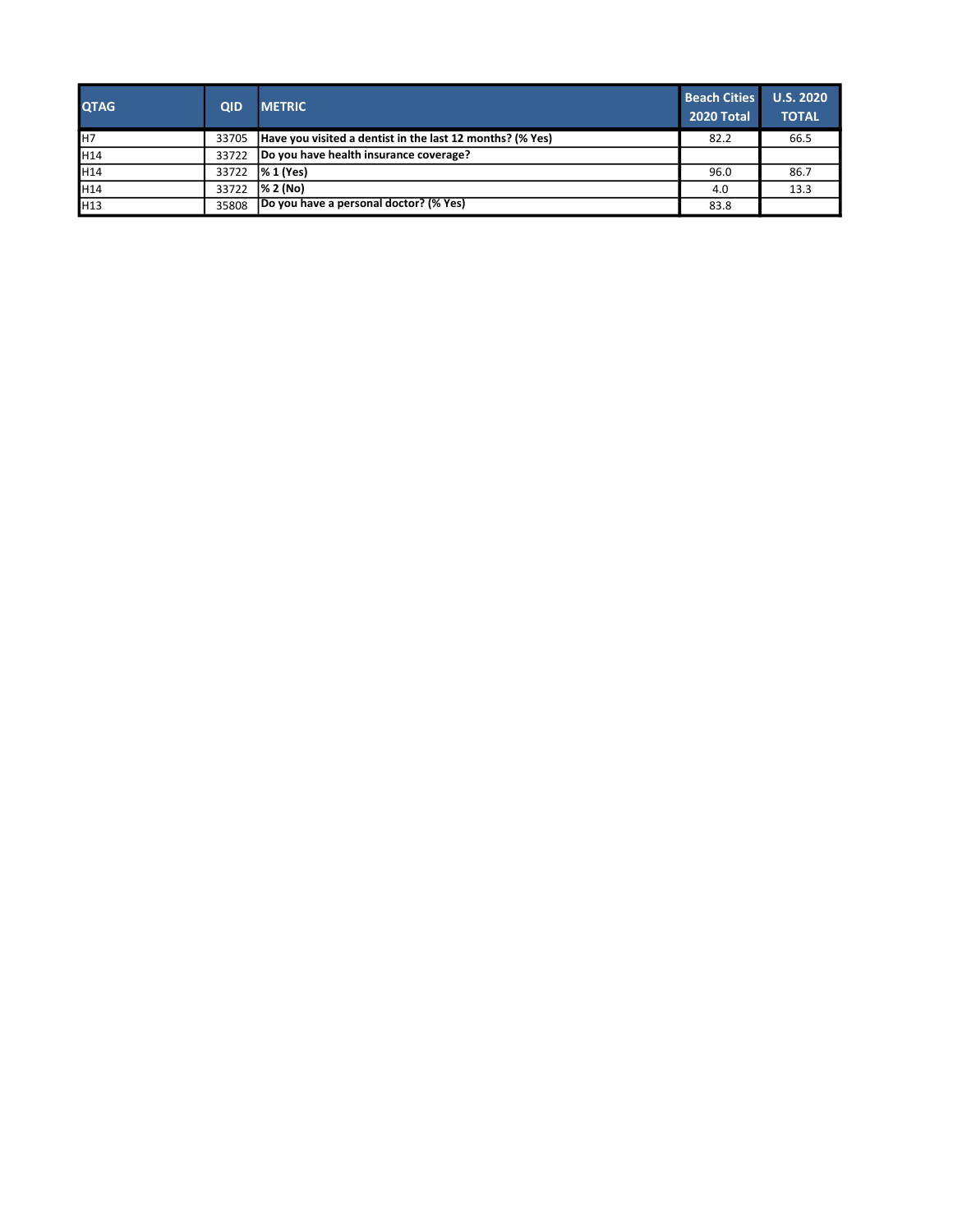| QTAG | QID | METRIC | Beach Cities 2020 Total | U.S. 2020 TOTAL |
|---|---|---|---|---|
| H7 | 33705 | **Have you visited a dentist in the last 12 months? (% Yes)** | 82.2 | 66.5 |
| H14 | 33722 | **Do you have health insurance coverage?** | | |
| H14 | 33722 | **% 1 (Yes)** | 96.0 | 86.7 |
| H14 | 33722 | **% 2 (No)** | 4.0 | 13.3 |
| H13 | 35808 | **Do you have a personal doctor? (% Yes)** | 83.8 | |